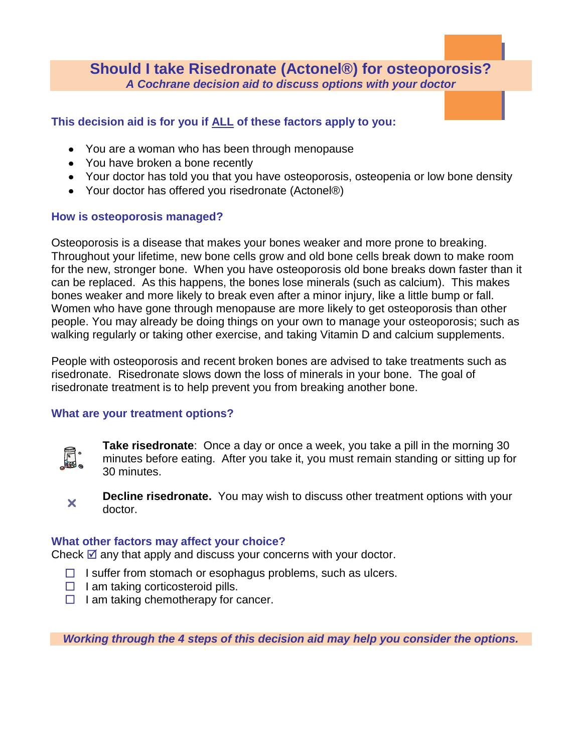# Should I take Risedronate (Actonel®) for osteoporosis?

***A Cochrane decision aid to discuss options with your doctor***

### This decision aid is for you if ALL of these factors apply to you:

- You are a woman who has been through menopause
- You have broken a bone recently
- Your doctor has told you that you have osteoporosis, osteopenia or low bone density
- Your doctor has offered you risedronate (Actonel®)

### How is osteoporosis managed?

Osteoporosis is a disease that makes your bones weaker and more prone to breaking. Throughout your lifetime, new bone cells grow and old bone cells break down to make room for the new, stronger bone. When you have osteoporosis old bone breaks down faster than it can be replaced. As this happens, the bones lose minerals (such as calcium). This makes bones weaker and more likely to break even after a minor injury, like a little bump or fall. Women who have gone through menopause are more likely to get osteoporosis than other people. You may already be doing things on your own to manage your osteoporosis; such as walking regularly or taking other exercise, and taking Vitamin D and calcium supplements.

People with osteoporosis and recent broken bones are advised to take treatments such as risedronate. Risedronate slows down the loss of minerals in your bone. The goal of risedronate treatment is to help prevent you from breaking another bone.

### What are your treatment options?

**Take risedronate**: Once a day or once a week, you take a pill in the morning 30 minutes before eating. After you take it, you must remain standing or sitting up for 30 minutes.

✕ **Decline risedronate.** You may wish to discuss other treatment options with your doctor.

### What other factors may affect your choice?

Check ☑ any that apply and discuss your concerns with your doctor.

- ☐ I suffer from stomach or esophagus problems, such as ulcers.
- ☐ I am taking corticosteroid pills.
- ☐ I am taking chemotherapy for cancer.

***Working through the 4 steps of this decision aid may help you consider the options.***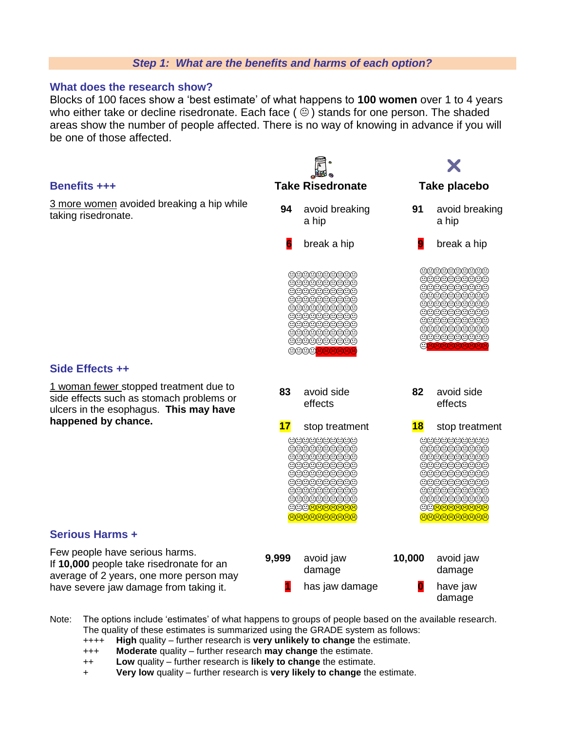### *Step 1: What are the benefits and harms of each option?*

### What does the research show?

Blocks of 100 faces show a 'best estimate' of what happens to **100 women** over 1 to 4 years who either take or decline risedronate. Each face ( ☺ ) stands for one person. The shaded areas show the number of people affected. There is no way of knowing in advance if you will be one of those affected.

| | **Take Risedronate** | **Take placebo** |
|---|---|---|
| **Benefits +++** | | |
| 3 more women avoided breaking a hip while taking risedronate. | **94** avoid breaking a hip | **91** avoid breaking a hip |
| | **6** break a hip | **9** break a hip |
| **Side Effects ++** | | |
| 1 woman fewer stopped treatment due to side effects such as stomach problems or ulcers in the esophagus. **This may have happened by chance.** | **83** avoid side effects | **82** avoid side effects |
| | **17** stop treatment | **18** stop treatment |
| **Serious Harms +** | | |
| Few people have serious harms. If **10,000** people take risedronate for an average of 2 years, one more person may have severe jaw damage from taking it. | **9,999** avoid jaw damage | **10,000** avoid jaw damage |
| | **1** has jaw damage | **0** have jaw damage |

Note: The options include 'estimates' of what happens to groups of people based on the available research. The quality of these estimates is summarized using the GRADE system as follows:

- ++++ **High** quality – further research is **very unlikely to change** the estimate.
- +++ **Moderate** quality – further research **may change** the estimate.
- ++ **Low** quality – further research is **likely to change** the estimate.
- \+ **Very low** quality – further research is **very likely to change** the estimate.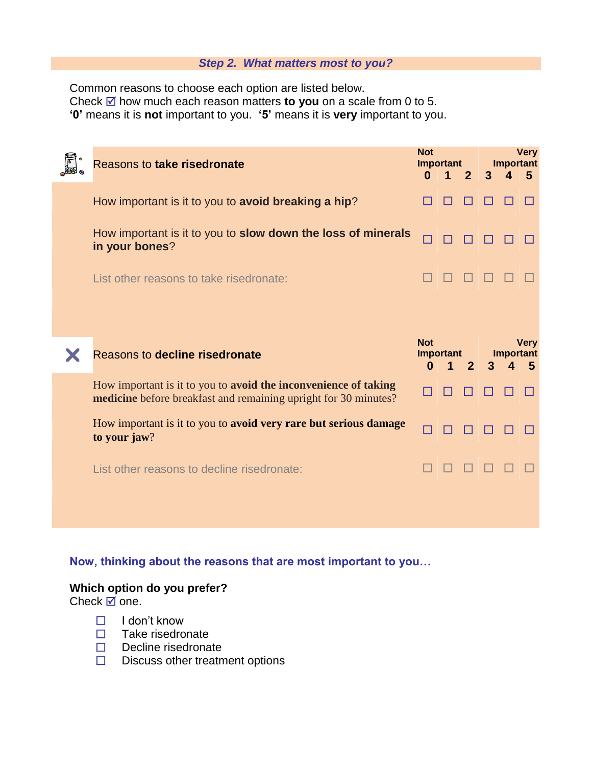### *Step 2. What matters most to you?*

Common reasons to choose each option are listed below.
Check ☑ how much each reason matters **to you** on a scale from 0 to 5.
**'0'** means it is **not** important to you. **'5'** means it is **very** important to you.

| Reasons to **take risedronate** | Not Important 0 | 1 | 2 | 3 | 4 | Very Important 5 |
|---|---|---|---|---|---|---|
| How important is it to you to **avoid breaking a hip**? | ☐ | ☐ | ☐ | ☐ | ☐ | ☐ |
| How important is it to you to **slow down the loss of minerals in your bones**? | ☐ | ☐ | ☐ | ☐ | ☐ | ☐ |
| List other reasons to take risedronate: | ☐ | ☐ | ☐ | ☐ | ☐ | ☐ |

| Reasons to **decline risedronate** | Not Important 0 | 1 | 2 | 3 | 4 | Very Important 5 |
|---|---|---|---|---|---|---|
| How important is it to you to **avoid the inconvenience of taking medicine** before breakfast and remaining upright for 30 minutes? | ☐ | ☐ | ☐ | ☐ | ☐ | ☐ |
| How important is it to you to **avoid very rare but serious damage to your jaw**? | ☐ | ☐ | ☐ | ☐ | ☐ | ☐ |
| List other reasons to decline risedronate: | ☐ | ☐ | ☐ | ☐ | ☐ | ☐ |

**Now, thinking about the reasons that are most important to you…**

**Which option do you prefer?**
Check ☑ one.

- ☐ I don't know
- ☐ Take risedronate
- ☐ Decline risedronate
- ☐ Discuss other treatment options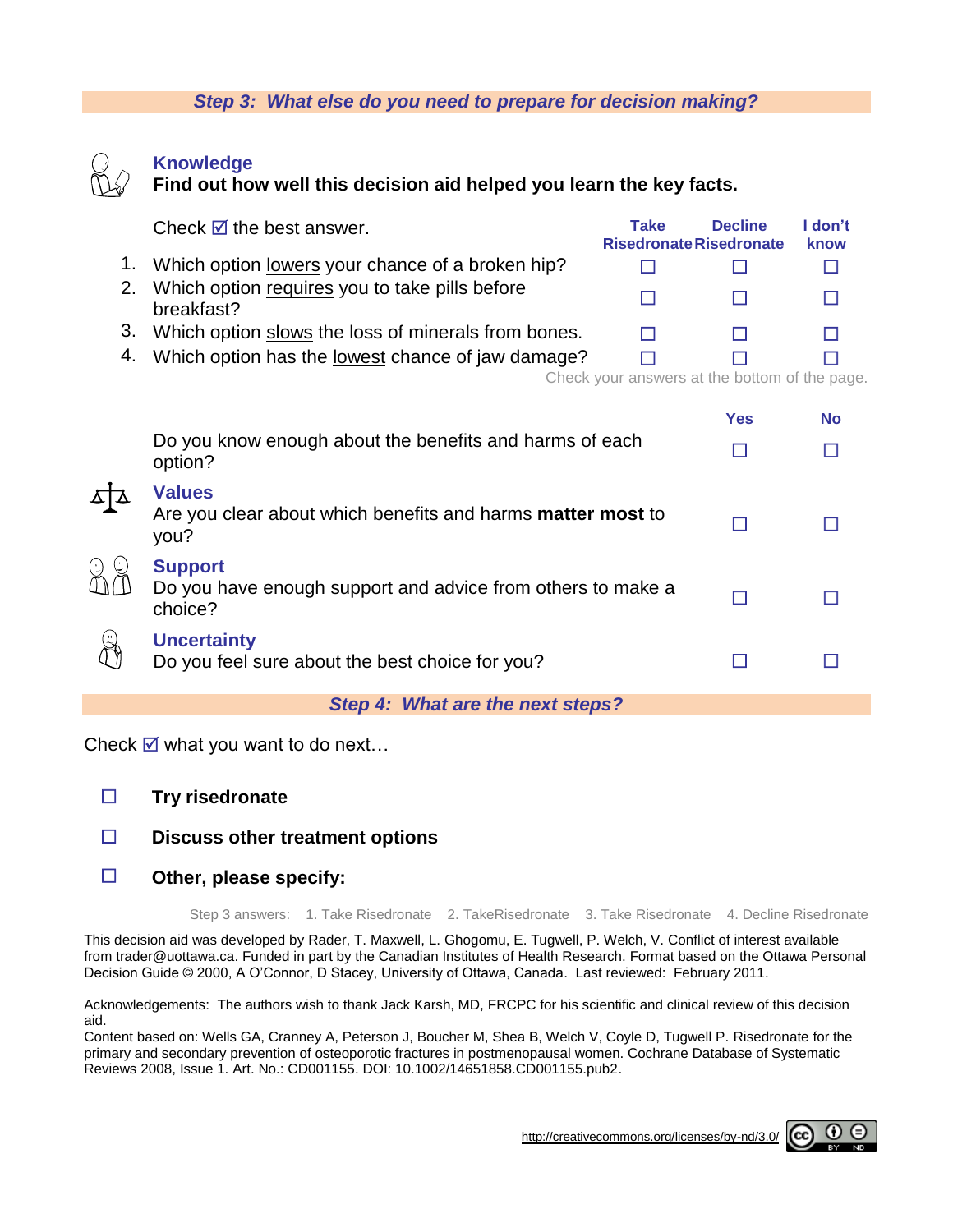## Step 3: What else do you need to prepare for decision making?

### Knowledge

**Find out how well this decision aid helped you learn the key facts.**

| Check ☑ the best answer. | Take Risedronate | Decline Risedronate | I don't know |
|---|---|---|---|
| 1. Which option lowers your chance of a broken hip? | ☐ | ☐ | ☐ |
| 2. Which option requires you to take pills before breakfast? | ☐ | ☐ | ☐ |
| 3. Which option slows the loss of minerals from bones. | ☐ | ☐ | ☐ |
| 4. Which option has the lowest chance of jaw damage? | ☐ | ☐ | ☐ |

Check your answers at the bottom of the page.

| | Yes | No |
|---|---|---|
| Do you know enough about the benefits and harms of each option? | ☐ | ☐ |
| **Values** Are you clear about which benefits and harms **matter most** to you? | ☐ | ☐ |
| **Support** Do you have enough support and advice from others to make a choice? | ☐ | ☐ |
| **Uncertainty** Do you feel sure about the best choice for you? | ☐ | ☐ |

## Step 4: What are the next steps?

Check ☑ what you want to do next…

☐ **Try risedronate**

☐ **Discuss other treatment options**

☐ **Other, please specify:**

Step 3 answers: 1. Take Risedronate 2. TakeRisedronate 3. Take Risedronate 4. Decline Risedronate

This decision aid was developed by Rader, T. Maxwell, L. Ghogomu, E. Tugwell, P. Welch, V. Conflict of interest available from trader@uottawa.ca. Funded in part by the Canadian Institutes of Health Research. Format based on the Ottawa Personal Decision Guide © 2000, A O'Connor, D Stacey, University of Ottawa, Canada. Last reviewed: February 2011.

Acknowledgements: The authors wish to thank Jack Karsh, MD, FRCPC for his scientific and clinical review of this decision aid.

Content based on: Wells GA, Cranney A, Peterson J, Boucher M, Shea B, Welch V, Coyle D, Tugwell P. Risedronate for the primary and secondary prevention of osteoporotic fractures in postmenopausal women. Cochrane Database of Systematic Reviews 2008, Issue 1. Art. No.: CD001155. DOI: 10.1002/14651858.CD001155.pub2.

http://creativecommons.org/licenses/by-nd/3.0/